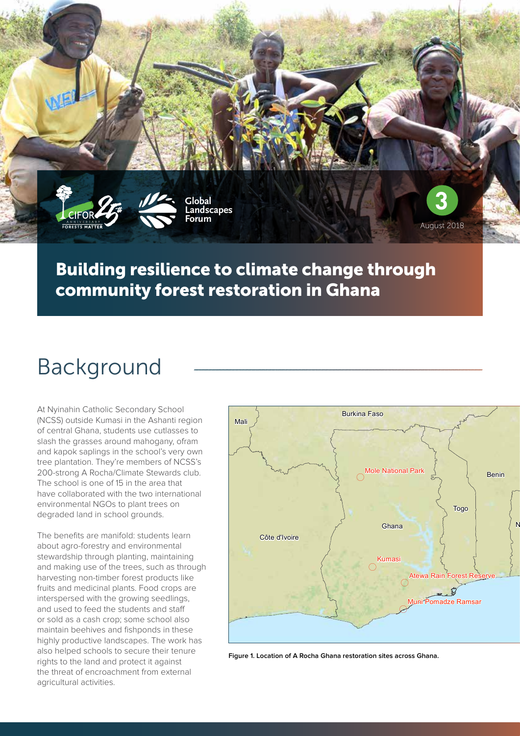3

August 2018

# Building resilience to climate change through community forest restoration in Ghana

## Background

At Nyinahin Catholic Secondary School (NCSS) outside Kumasi in the Ashanti region of central Ghana, students use cutlasses to slash the grasses around mahogany, ofram and kapok saplings in the school's very own tree plantation. They're members of NCSS's 200-strong A Rocha/Climate Stewards club. The school is one of 15 in the area that have collaborated with the two international environmental NGOs to plant trees on degraded land in school grounds.

The benefits are manifold: students learn about agro-forestry and environmental stewardship through planting, maintaining and making use of the trees, such as through harvesting non-timber forest products like fruits and medicinal plants. Food crops are interspersed with the growing seedlings, and used to feed the students and staff or sold as a cash crop; some school also maintain beehives and fishponds in these highly productive landscapes. The work has also helped schools to secure their tenure rights to the land and protect it against the threat of encroachment from external agricultural activities.

Burkina Faso
Mali
Mole National Park
Benin
Togo
Ghana
Côte d'Ivoire
Kumasi
Atewa Rain Forest Reserve
Muni-Pomadze Ramsar

**Figure 1. Location of A Rocha Ghana restoration sites across Ghana.**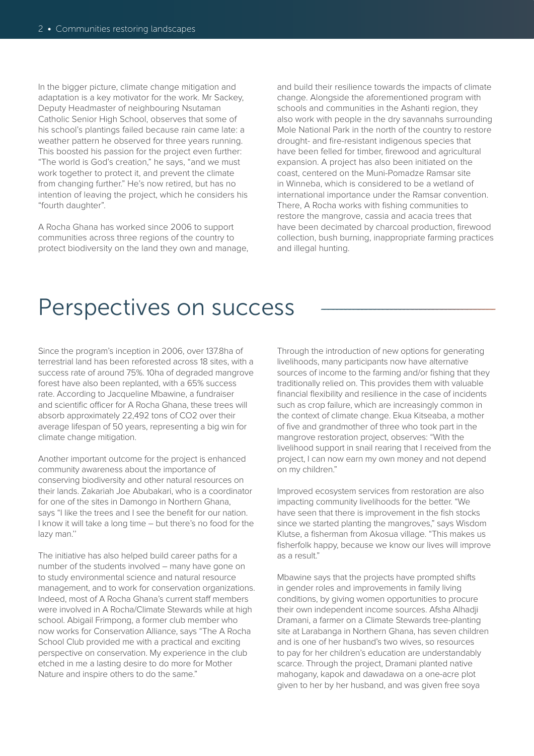In the bigger picture, climate change mitigation and adaptation is a key motivator for the work. Mr Sackey, Deputy Headmaster of neighbouring Nsutaman Catholic Senior High School, observes that some of his school's plantings failed because rain came late: a weather pattern he observed for three years running. This boosted his passion for the project even further: "The world is God's creation," he says, "and we must work together to protect it, and prevent the climate from changing further." He's now retired, but has no intention of leaving the project, which he considers his "fourth daughter".

A Rocha Ghana has worked since 2006 to support communities across three regions of the country to protect biodiversity on the land they own and manage, and build their resilience towards the impacts of climate change. Alongside the aforementioned program with schools and communities in the Ashanti region, they also work with people in the dry savannahs surrounding Mole National Park in the north of the country to restore drought- and fire-resistant indigenous species that have been felled for timber, firewood and agricultural expansion. A project has also been initiated on the coast, centered on the Muni-Pomadze Ramsar site in Winneba, which is considered to be a wetland of international importance under the Ramsar convention. There, A Rocha works with fishing communities to restore the mangrove, cassia and acacia trees that have been decimated by charcoal production, firewood collection, bush burning, inappropriate farming practices and illegal hunting.

# Perspectives on success

Since the program's inception in 2006, over 137.8ha of terrestrial land has been reforested across 18 sites, with a success rate of around 75%. 10ha of degraded mangrove forest have also been replanted, with a 65% success rate. According to Jacqueline Mbawine, a fundraiser and scientific officer for A Rocha Ghana, these trees will absorb approximately 22,492 tons of $CO_2$ over their average lifespan of 50 years, representing a big win for climate change mitigation.

Another important outcome for the project is enhanced community awareness about the importance of conserving biodiversity and other natural resources on their lands. Zakariah Joe Abubakari, who is a coordinator for one of the sites in Damongo in Northern Ghana, says "I like the trees and I see the benefit for our nation. I know it will take a long time – but there's no food for the lazy man.''

The initiative has also helped build career paths for a number of the students involved – many have gone on to study environmental science and natural resource management, and to work for conservation organizations. Indeed, most of A Rocha Ghana's current staff members were involved in A Rocha/Climate Stewards while at high school. Abigail Frimpong, a former club member who now works for Conservation Alliance, says "The A Rocha School Club provided me with a practical and exciting perspective on conservation. My experience in the club etched in me a lasting desire to do more for Mother Nature and inspire others to do the same."

Through the introduction of new options for generating livelihoods, many participants now have alternative sources of income to the farming and/or fishing that they traditionally relied on. This provides them with valuable financial flexibility and resilience in the case of incidents such as crop failure, which are increasingly common in the context of climate change. Ekua Kitseaba, a mother of five and grandmother of three who took part in the mangrove restoration project, observes: "With the livelihood support in snail rearing that I received from the project, I can now earn my own money and not depend on my children."

Improved ecosystem services from restoration are also impacting community livelihoods for the better. "We have seen that there is improvement in the fish stocks since we started planting the mangroves," says Wisdom Klutse, a fisherman from Akosua village. "This makes us fisherfolk happy, because we know our lives will improve as a result."

Mbawine says that the projects have prompted shifts in gender roles and improvements in family living conditions, by giving women opportunities to procure their own independent income sources. Afsha Alhadji Dramani, a farmer on a Climate Stewards tree-planting site at Larabanga in Northern Ghana, has seven children and is one of her husband's two wives, so resources to pay for her children's education are understandably scarce. Through the project, Dramani planted native mahogany, kapok and dawadawa on a one-acre plot given to her by her husband, and was given free soya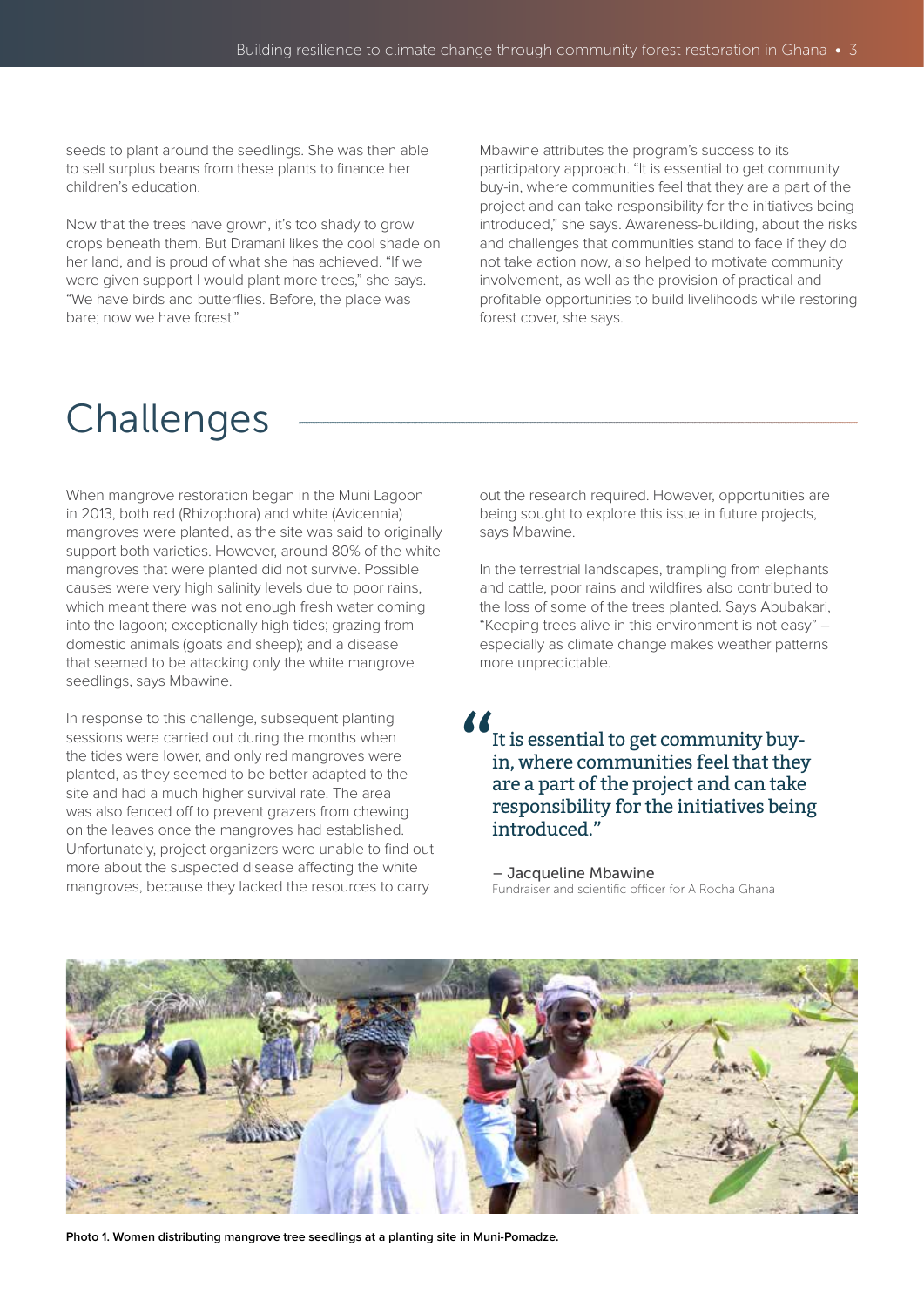seeds to plant around the seedlings. She was then able to sell surplus beans from these plants to finance her children's education.

Now that the trees have grown, it's too shady to grow crops beneath them. But Dramani likes the cool shade on her land, and is proud of what she has achieved. "If we were given support I would plant more trees," she says. "We have birds and butterflies. Before, the place was bare; now we have forest."

Mbawine attributes the program's success to its participatory approach. "It is essential to get community buy-in, where communities feel that they are a part of the project and can take responsibility for the initiatives being introduced," she says. Awareness-building, about the risks and challenges that communities stand to face if they do not take action now, also helped to motivate community involvement, as well as the provision of practical and profitable opportunities to build livelihoods while restoring forest cover, she says.

# Challenges

When mangrove restoration began in the Muni Lagoon in 2013, both red (Rhizophora) and white (Avicennia) mangroves were planted, as the site was said to originally support both varieties. However, around 80% of the white mangroves that were planted did not survive. Possible causes were very high salinity levels due to poor rains, which meant there was not enough fresh water coming into the lagoon; exceptionally high tides; grazing from domestic animals (goats and sheep); and a disease that seemed to be attacking only the white mangrove seedlings, says Mbawine.

In response to this challenge, subsequent planting sessions were carried out during the months when the tides were lower, and only red mangroves were planted, as they seemed to be better adapted to the site and had a much higher survival rate. The area was also fenced off to prevent grazers from chewing on the leaves once the mangroves had established. Unfortunately, project organizers were unable to find out more about the suspected disease affecting the white mangroves, because they lacked the resources to carry out the research required. However, opportunities are being sought to explore this issue in future projects, says Mbawine.

In the terrestrial landscapes, trampling from elephants and cattle, poor rains and wildfires also contributed to the loss of some of the trees planted. Says Abubakari, "Keeping trees alive in this environment is not easy" – especially as climate change makes weather patterns more unpredictable.

> "It is essential to get community buy-in, where communities feel that they are a part of the project and can take responsibility for the initiatives being introduced."
>
> – Jacqueline Mbawine
> Fundraiser and scientific officer for A Rocha Ghana

**Photo 1. Women distributing mangrove tree seedlings at a planting site in Muni-Pomadze.**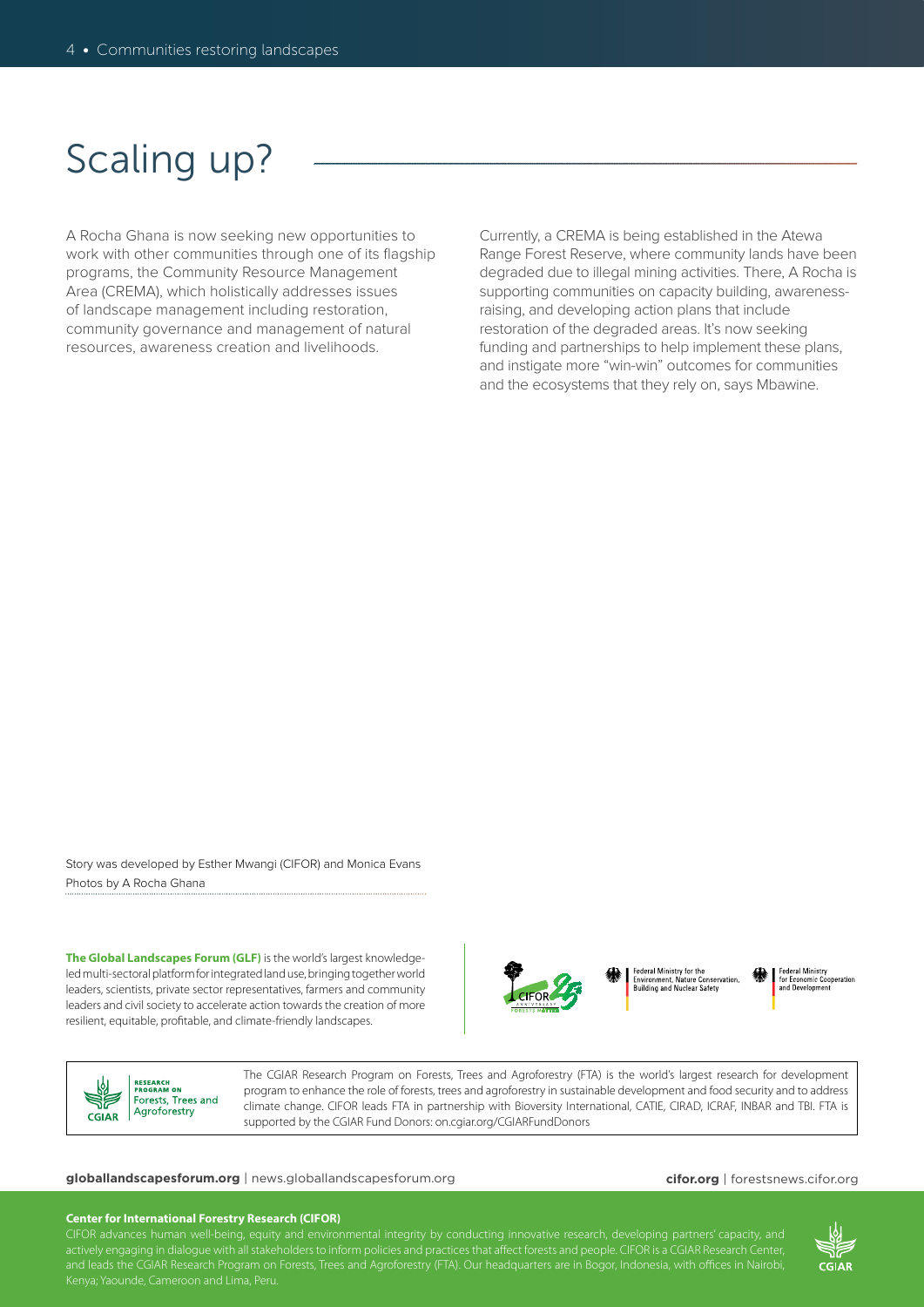# Scaling up?

A Rocha Ghana is now seeking new opportunities to work with other communities through one of its flagship programs, the Community Resource Management Area (CREMA), which holistically addresses issues of landscape management including restoration, community governance and management of natural resources, awareness creation and livelihoods.

Currently, a CREMA is being established in the Atewa Range Forest Reserve, where community lands have been degraded due to illegal mining activities. There, A Rocha is supporting communities on capacity building, awareness-raising, and developing action plans that include restoration of the degraded areas. It's now seeking funding and partnerships to help implement these plans, and instigate more "win-win" outcomes for communities and the ecosystems that they rely on, says Mbawine.

Story was developed by Esther Mwangi (CIFOR) and Monica Evans
Photos by A Rocha Ghana

**The Global Landscapes Forum (GLF)** is the world's largest knowledge-led multi-sectoral platform for integrated land use, bringing together world leaders, scientists, private sector representatives, farmers and community leaders and civil society to accelerate action towards the creation of more resilient, equitable, profitable, and climate-friendly landscapes.

CIFOR 25 Anniversary — Forests Matter

Federal Ministry for the Environment, Nature Conservation, Building and Nuclear Safety

Federal Ministry for Economic Cooperation and Development

CGIAR — Research Program on Forests, Trees and Agroforestry

The CGIAR Research Program on Forests, Trees and Agroforestry (FTA) is the world's largest research for development program to enhance the role of forests, trees and agroforestry in sustainable development and food security and to address climate change. CIFOR leads FTA in partnership with Bioversity International, CATIE, CIRAD, ICRAF, INBAR and TBI. FTA is supported by the CGIAR Fund Donors: on.cgiar.org/CGIARFundDonors

**globallandscapesforum.org** | news.globallandscapesforum.org

**cifor.org** | forestsnews.cifor.org

**Center for International Forestry Research (CIFOR)**

CIFOR advances human well-being, equity and environmental integrity by conducting innovative research, developing partners' capacity, and actively engaging in dialogue with all stakeholders to inform policies and practices that affect forests and people. CIFOR is a CGIAR Research Center, and leads the CGIAR Research Program on Forests, Trees and Agroforestry (FTA). Our headquarters are in Bogor, Indonesia, with offices in Nairobi, Kenya; Yaounde, Cameroon and Lima, Peru.

CGIAR